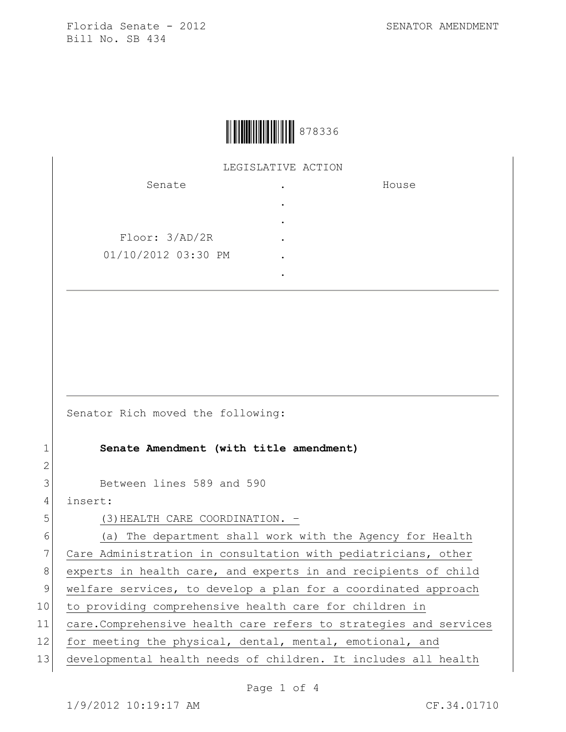878336

LEGISLATIVE ACTION

| Senate | . | House |
|---|---|---|
| | . | |
| | . | |
| Floor: 3/AD/2R | . | |
| 01/10/2012 03:30 PM | . | |
| | . | |

Senator Rich moved the following:

1 **Senate Amendment (with title amendment)**

2

3 Between lines 589 and 590

4 insert:

5 (3) HEALTH CARE COORDINATION. –

6 (a) The department shall work with the Agency for Health

7 Care Administration in consultation with pediatricians, other

8 experts in health care, and experts in and recipients of child

9 welfare services, to develop a plan for a coordinated approach

10 to providing comprehensive health care for children in

11 care.Comprehensive health care refers to strategies and services

12 for meeting the physical, dental, mental, emotional, and

13 developmental health needs of children. It includes all health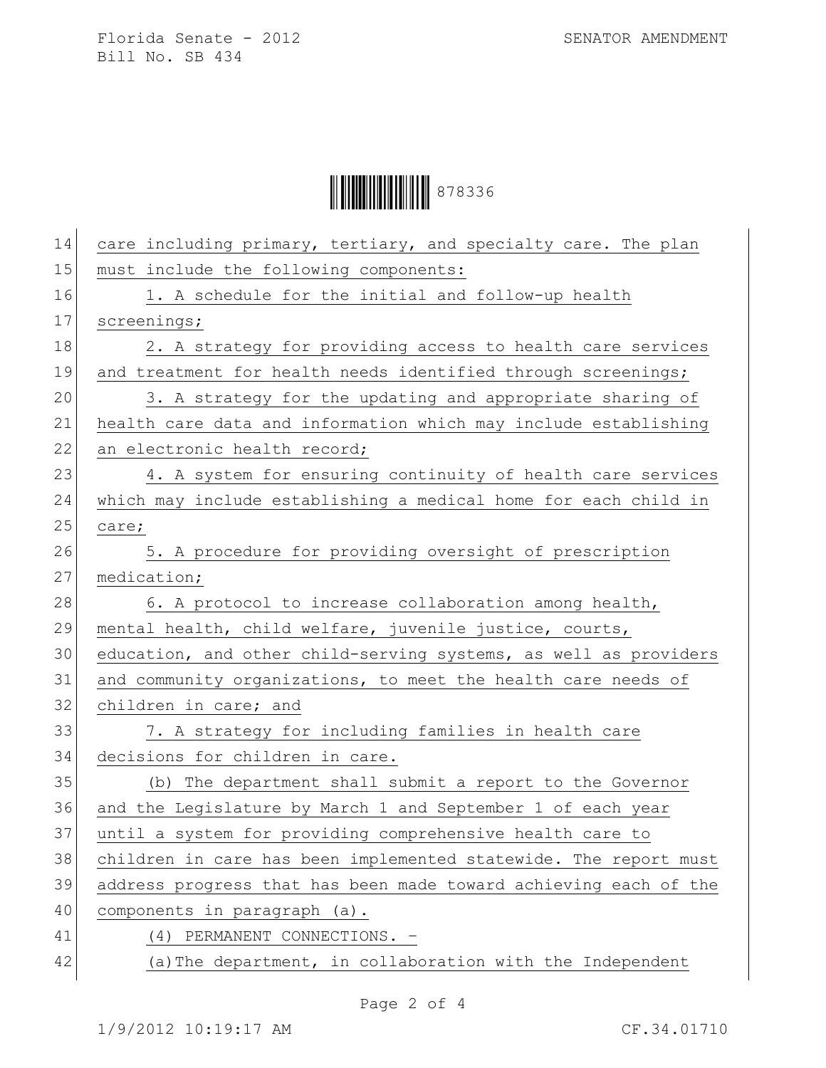care including primary, tertiary, and specialty care. The plan must include the following components:

1. A schedule for the initial and follow-up health screenings;

2. A strategy for providing access to health care services and treatment for health needs identified through screenings;

3. A strategy for the updating and appropriate sharing of health care data and information which may include establishing an electronic health record;

4. A system for ensuring continuity of health care services which may include establishing a medical home for each child in care;

5. A procedure for providing oversight of prescription medication;

6. A protocol to increase collaboration among health, mental health, child welfare, juvenile justice, courts, education, and other child-serving systems, as well as providers and community organizations, to meet the health care needs of children in care; and

7. A strategy for including families in health care decisions for children in care.

(b) The department shall submit a report to the Governor and the Legislature by March 1 and September 1 of each year until a system for providing comprehensive health care to children in care has been implemented statewide. The report must address progress that has been made toward achieving each of the components in paragraph (a).

(4) PERMANENT CONNECTIONS. –

(a) The department, in collaboration with the Independent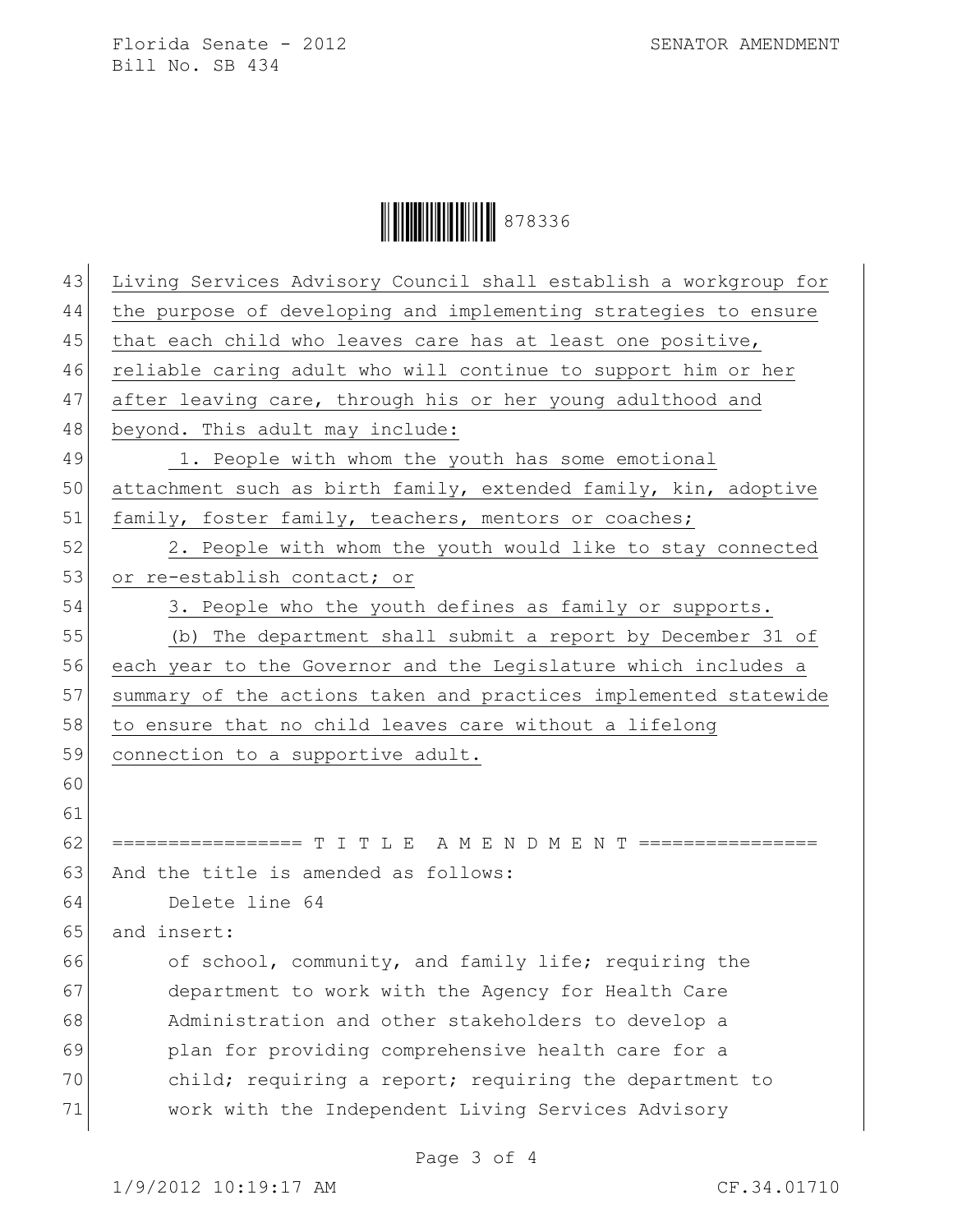Living Services Advisory Council shall establish a workgroup for the purpose of developing and implementing strategies to ensure that each child who leaves care has at least one positive, reliable caring adult who will continue to support him or her after leaving care, through his or her young adulthood and beyond. This adult may include:

1. People with whom the youth has some emotional attachment such as birth family, extended family, kin, adoptive family, foster family, teachers, mentors or coaches;

2. People with whom the youth would like to stay connected or re-establish contact; or

3. People who the youth defines as family or supports.

(b) The department shall submit a report by December 31 of each year to the Governor and the Legislature which includes a summary of the actions taken and practices implemented statewide to ensure that no child leaves care without a lifelong connection to a supportive adult.

================= T I T L E A M E N D M E N T ================

And the title is amended as follows:

Delete line 64

and insert:

of school, community, and family life; requiring the department to work with the Agency for Health Care Administration and other stakeholders to develop a plan for providing comprehensive health care for a child; requiring a report; requiring the department to work with the Independent Living Services Advisory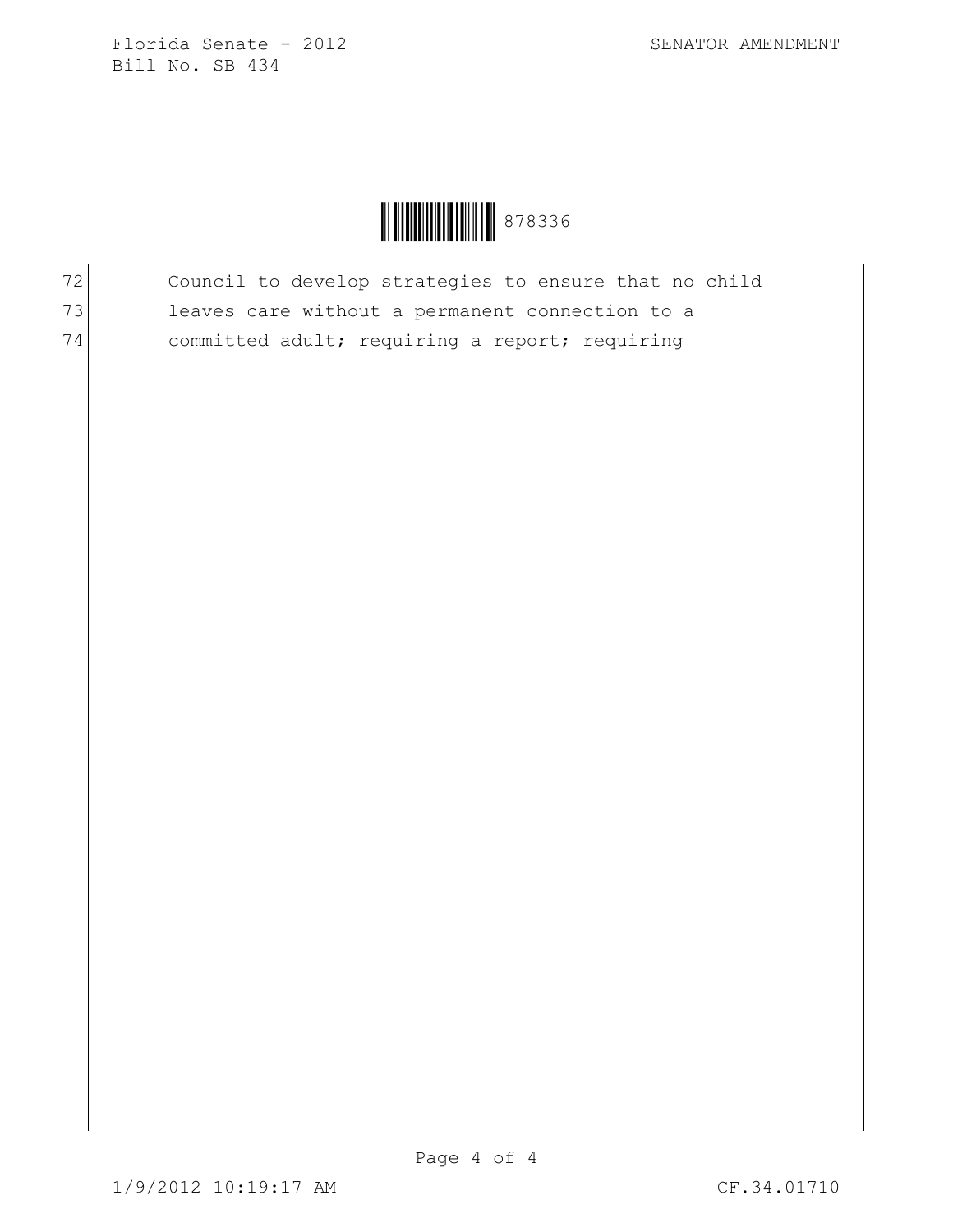72 Council to develop strategies to ensure that no child
73 leaves care without a permanent connection to a
74 committed adult; requiring a report; requiring